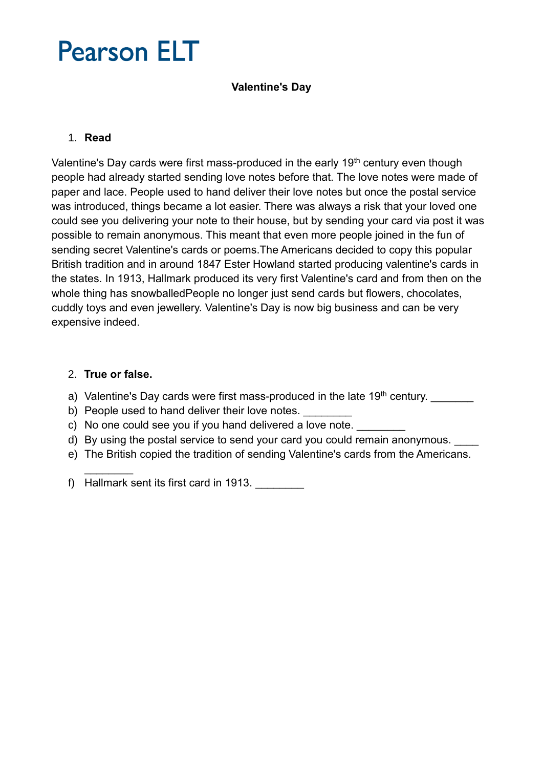# Pearson ELT

**Valentine's Day**

1. **Read**

Valentine's Day cards were first mass-produced in the early 19th century even though people had already started sending love notes before that. The love notes were made of paper and lace. People used to hand deliver their love notes but once the postal service was introduced, things became a lot easier. There was always a risk that your loved one could see you delivering your note to their house, but by sending your card via post it was possible to remain anonymous. This meant that even more people joined in the fun of sending secret Valentine's cards or poems.The Americans decided to copy this popular British tradition and in around 1847 Ester Howland started producing valentine's cards in the states. In 1913, Hallmark produced its very first Valentine's card and from then on the whole thing has snowballedPeople no longer just send cards but flowers, chocolates, cuddly toys and even jewellery. Valentine's Day is now big business and can be very expensive indeed.

2. **True or false.**

a) Valentine's Day cards were first mass-produced in the late 19th century. _______
b) People used to hand deliver their love notes. ________
c) No one could see you if you hand delivered a love note. ________
d) By using the postal service to send your card you could remain anonymous. ____
e) The British copied the tradition of sending Valentine's cards from the Americans. ________
f) Hallmark sent its first card in 1913. ________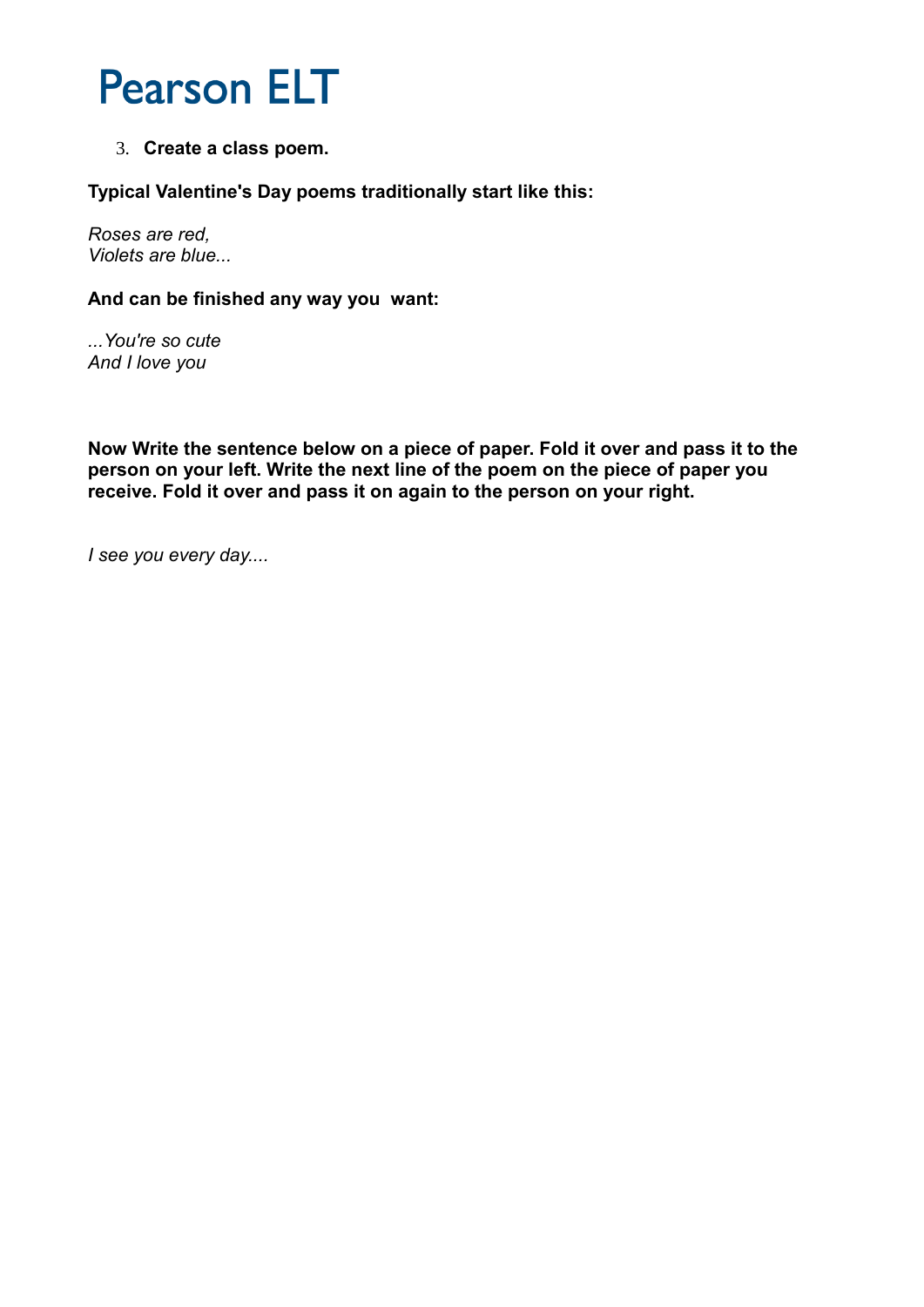# Pearson ELT

3. **Create a class poem.**

**Typical Valentine's Day poems traditionally start like this:**

*Roses are red,*
*Violets are blue...*

**And can be finished any way you want:**

*...You're so cute*
*And I love you*

**Now Write the sentence below on a piece of paper. Fold it over and pass it to the person on your left. Write the next line of the poem on the piece of paper you receive. Fold it over and pass it on again to the person on your right.**

*I see you every day....*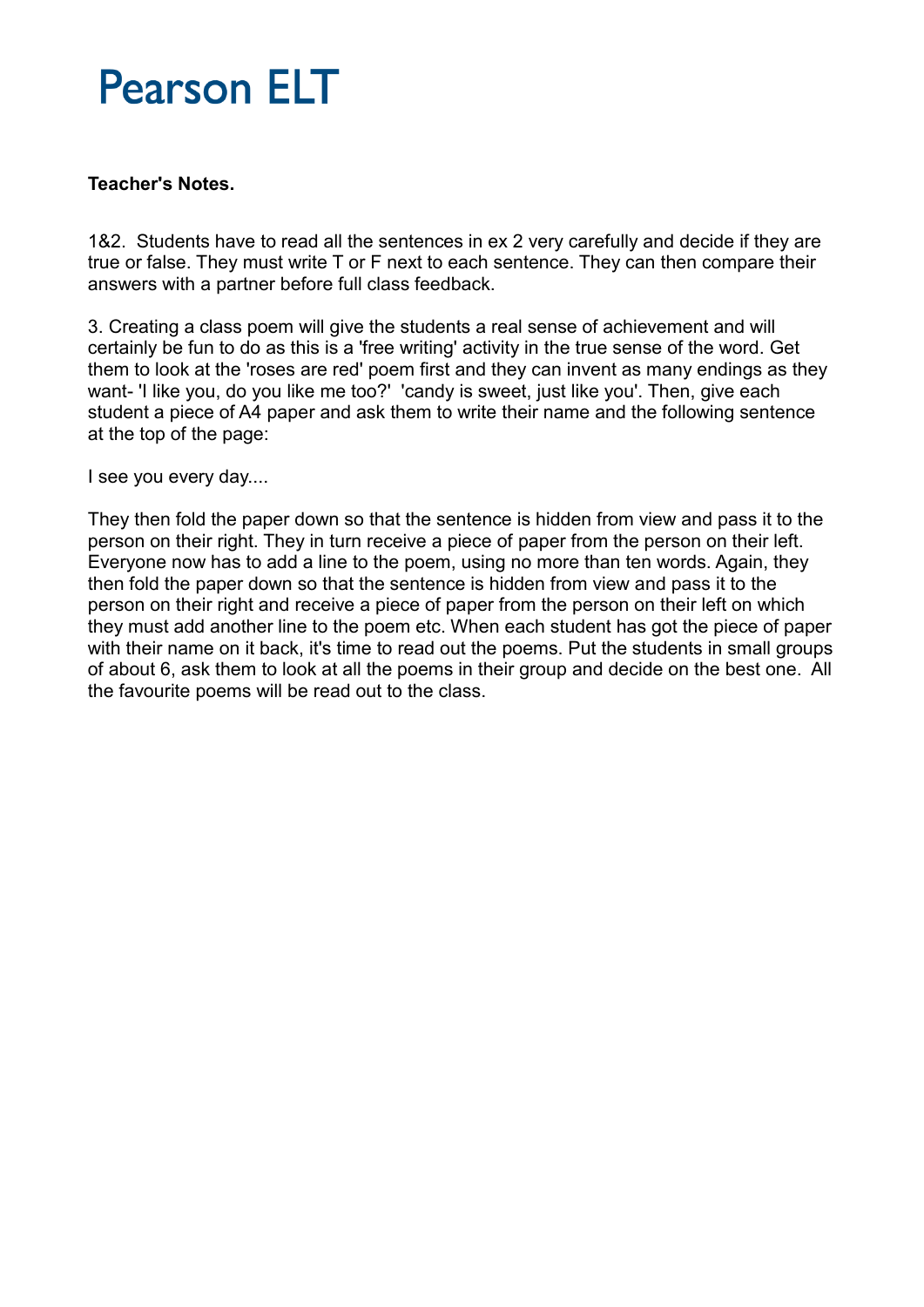# Pearson ELT

**Teacher's Notes.**

1&2. Students have to read all the sentences in ex 2 very carefully and decide if they are true or false. They must write T or F next to each sentence. They can then compare their answers with a partner before full class feedback.

3. Creating a class poem will give the students a real sense of achievement and will certainly be fun to do as this is a 'free writing' activity in the true sense of the word. Get them to look at the 'roses are red' poem first and they can invent as many endings as they want- 'I like you, do you like me too?' 'candy is sweet, just like you'. Then, give each student a piece of A4 paper and ask them to write their name and the following sentence at the top of the page:

I see you every day....

They then fold the paper down so that the sentence is hidden from view and pass it to the person on their right. They in turn receive a piece of paper from the person on their left. Everyone now has to add a line to the poem, using no more than ten words. Again, they then fold the paper down so that the sentence is hidden from view and pass it to the person on their right and receive a piece of paper from the person on their left on which they must add another line to the poem etc. When each student has got the piece of paper with their name on it back, it's time to read out the poems. Put the students in small groups of about 6, ask them to look at all the poems in their group and decide on the best one. All the favourite poems will be read out to the class.